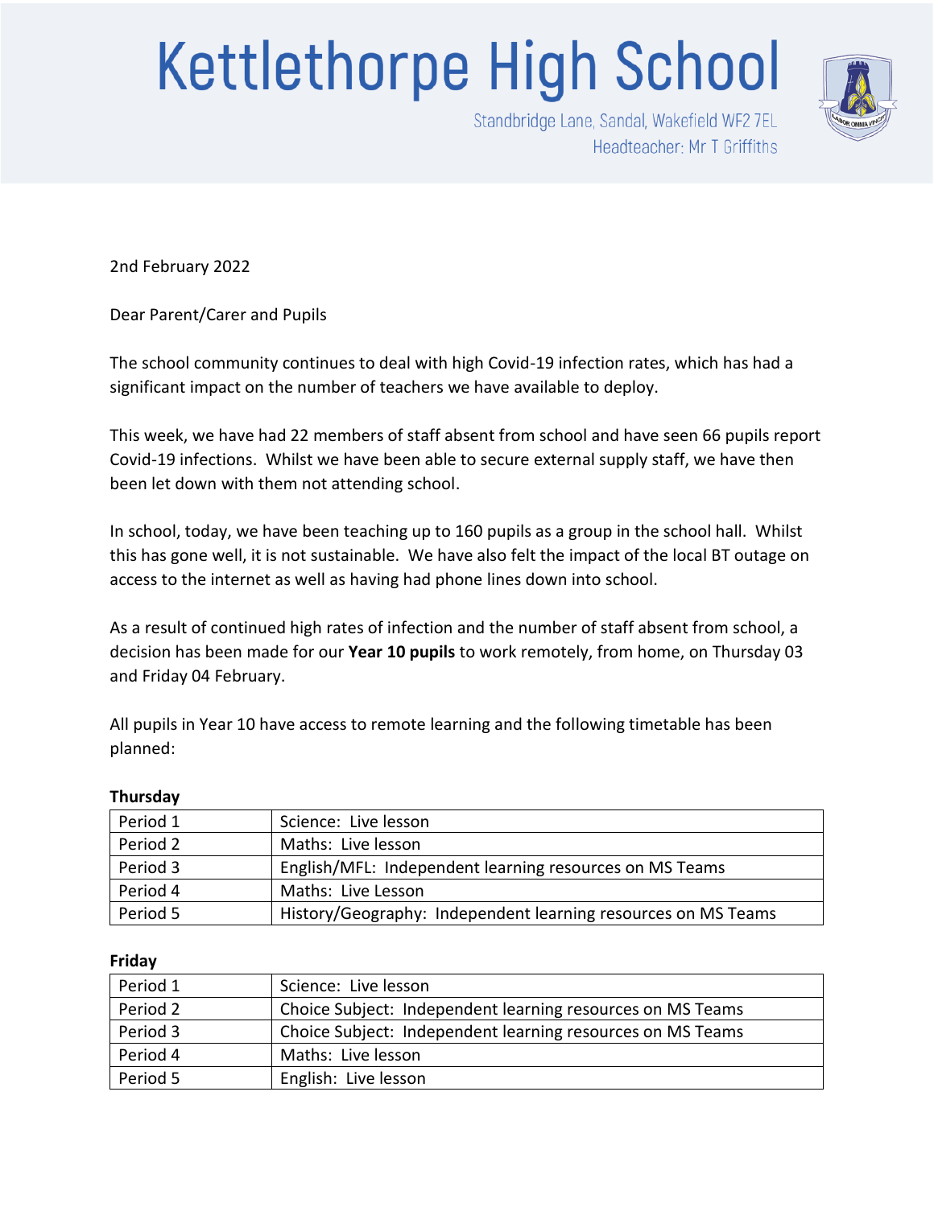# Kettlethorpe High School

Standbridge Lane, Sandal, Wakefield WF2 7EL
Headteacher: Mr T Griffiths

2nd February 2022

Dear Parent/Carer and Pupils

The school community continues to deal with high Covid-19 infection rates, which has had a significant impact on the number of teachers we have available to deploy.

This week, we have had 22 members of staff absent from school and have seen 66 pupils report Covid-19 infections. Whilst we have been able to secure external supply staff, we have then been let down with them not attending school.

In school, today, we have been teaching up to 160 pupils as a group in the school hall. Whilst this has gone well, it is not sustainable. We have also felt the impact of the local BT outage on access to the internet as well as having had phone lines down into school.

As a result of continued high rates of infection and the number of staff absent from school, a decision has been made for our **Year 10 pupils** to work remotely, from home, on Thursday 03 and Friday 04 February.

All pupils in Year 10 have access to remote learning and the following timetable has been planned:

**Thursday**

| Period 1 | Science: Live lesson |
|---|---|
| Period 2 | Maths: Live lesson |
| Period 3 | English/MFL: Independent learning resources on MS Teams |
| Period 4 | Maths: Live Lesson |
| Period 5 | History/Geography: Independent learning resources on MS Teams |

**Friday**

| Period 1 | Science: Live lesson |
|---|---|
| Period 2 | Choice Subject: Independent learning resources on MS Teams |
| Period 3 | Choice Subject: Independent learning resources on MS Teams |
| Period 4 | Maths: Live lesson |
| Period 5 | English: Live lesson |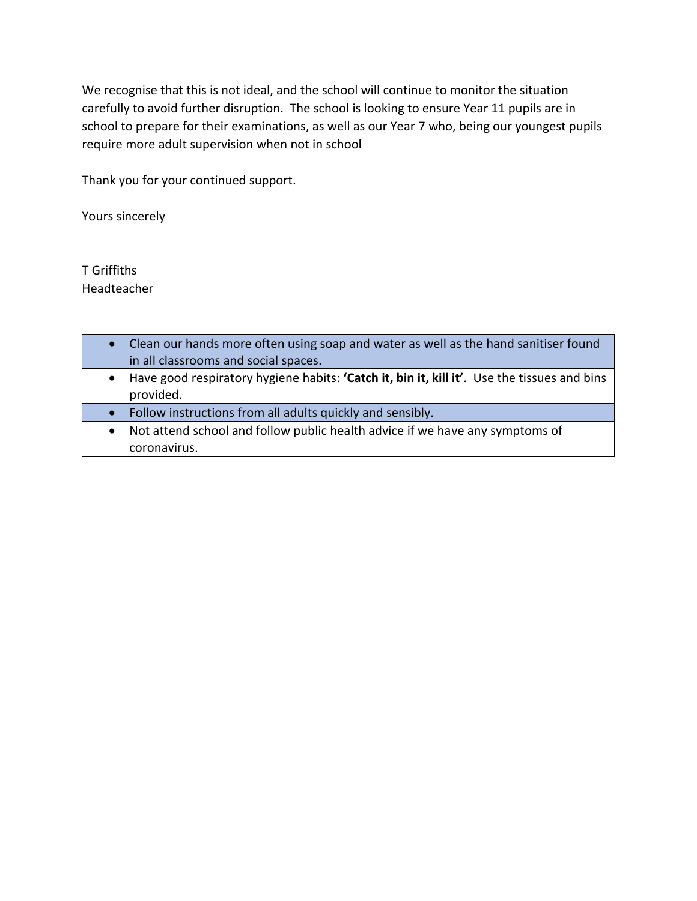We recognise that this is not ideal, and the school will continue to monitor the situation carefully to avoid further disruption.  The school is looking to ensure Year 11 pupils are in school to prepare for their examinations, as well as our Year 7 who, being our youngest pupils require more adult supervision when not in school

Thank you for your continued support.

Yours sincerely

T Griffiths
Headteacher

| |
|---|
| • Clean our hands more often using soap and water as well as the hand sanitiser found in all classrooms and social spaces. |
| • Have good respiratory hygiene habits: **'Catch it, bin it, kill it'**.  Use the tissues and bins provided. |
| • Follow instructions from all adults quickly and sensibly. |
| • Not attend school and follow public health advice if we have any symptoms of coronavirus. |